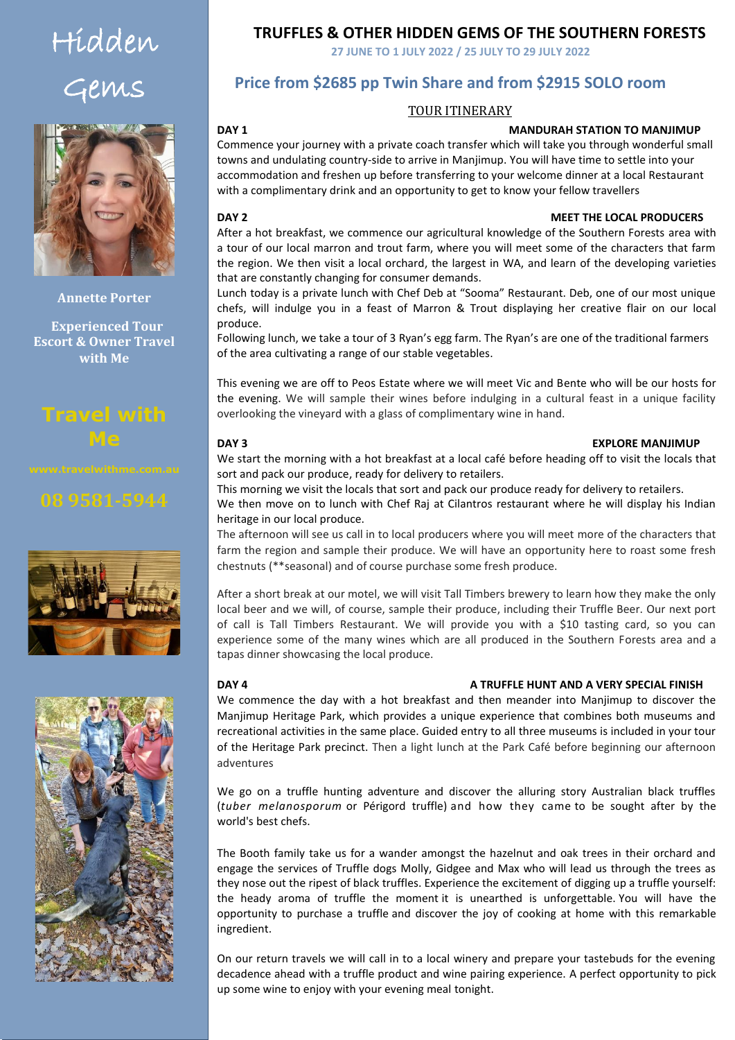# Hidden Gems

**Annette Porter**

**Experienced Tour Escort & Owner Travel with Me**

**Travel with Me**

**www.travelwithme.com.au**

**08 9581-5944**

## TRUFFLES & OTHER HIDDEN GEMS OF THE SOUTHERN FORESTS

**27 JUNE TO 1 JULY 2022 / 25 JULY TO 29 JULY 2022**

## Price from $2685 pp Twin Share and from $2915 SOLO room

### TOUR ITINERARY

**DAY 1 — MANDURAH STATION TO MANJIMUP**

Commence your journey with a private coach transfer which will take you through wonderful small towns and undulating country-side to arrive in Manjimup. You will have time to settle into your accommodation and freshen up before transferring to your welcome dinner at a local Restaurant with a complimentary drink and an opportunity to get to know your fellow travellers

**DAY 2 — MEET THE LOCAL PRODUCERS**

After a hot breakfast, we commence our agricultural knowledge of the Southern Forests area with a tour of our local marron and trout farm, where you will meet some of the characters that farm the region. We then visit a local orchard, the largest in WA, and learn of the developing varieties that are constantly changing for consumer demands.

Lunch today is a private lunch with Chef Deb at "Sooma" Restaurant. Deb, one of our most unique chefs, will indulge you in a feast of Marron & Trout displaying her creative flair on our local produce.

Following lunch, we take a tour of 3 Ryan's egg farm. The Ryan's are one of the traditional farmers of the area cultivating a range of our stable vegetables.

This evening we are off to Peos Estate where we will meet Vic and Bente who will be our hosts for the evening. We will sample their wines before indulging in a cultural feast in a unique facility overlooking the vineyard with a glass of complimentary wine in hand.

**DAY 3 — EXPLORE MANJIMUP**

We start the morning with a hot breakfast at a local café before heading off to visit the locals that sort and pack our produce, ready for delivery to retailers.

This morning we visit the locals that sort and pack our produce ready for delivery to retailers.

We then move on to lunch with Chef Raj at Cilantros restaurant where he will display his Indian heritage in our local produce.

The afternoon will see us call in to local producers where you will meet more of the characters that farm the region and sample their produce. We will have an opportunity here to roast some fresh chestnuts (**seasonal) and of course purchase some fresh produce.

After a short break at our motel, we will visit Tall Timbers brewery to learn how they make the only local beer and we will, of course, sample their produce, including their Truffle Beer. Our next port of call is Tall Timbers Restaurant. We will provide you with a $10 tasting card, so you can experience some of the many wines which are all produced in the Southern Forests area and a tapas dinner showcasing the local produce.

**DAY 4 — A TRUFFLE HUNT AND A VERY SPECIAL FINISH**

We commence the day with a hot breakfast and then meander into Manjimup to discover the Manjimup Heritage Park, which provides a unique experience that combines both museums and recreational activities in the same place. Guided entry to all three museums is included in your tour of the Heritage Park precinct. Then a light lunch at the Park Café before beginning our afternoon adventures

We go on a truffle hunting adventure and discover the alluring story Australian black truffles (*tuber melanosporum* or Périgord truffle) and how they came to be sought after by the world's best chefs.

The Booth family take us for a wander amongst the hazelnut and oak trees in their orchard and engage the services of Truffle dogs Molly, Gidgee and Max who will lead us through the trees as they nose out the ripest of black truffles. Experience the excitement of digging up a truffle yourself: the heady aroma of truffle the moment it is unearthed is unforgettable. You will have the opportunity to purchase a truffle and discover the joy of cooking at home with this remarkable ingredient.

On our return travels we will call in to a local winery and prepare your tastebuds for the evening decadence ahead with a truffle product and wine pairing experience. A perfect opportunity to pick up some wine to enjoy with your evening meal tonight.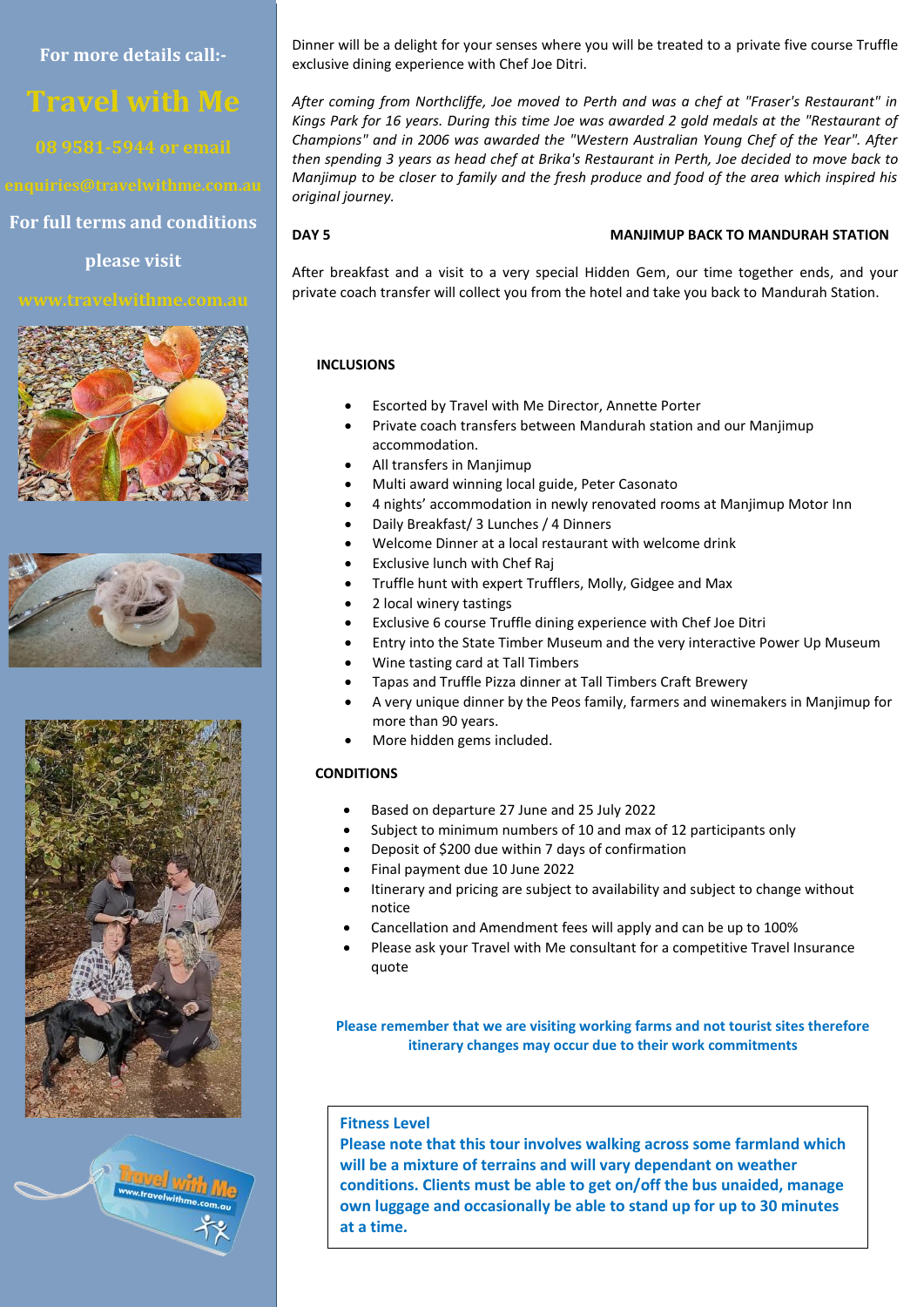For more details call:-

**Travel with Me**

08 9581-5944 or email

enquiries@travelwithme.com.au

For full terms and conditions please visit

www.travelwithme.com.au

Dinner will be a delight for your senses where you will be treated to a private five course Truffle exclusive dining experience with Chef Joe Ditri.

*After coming from Northcliffe, Joe moved to Perth and was a chef at "Fraser's Restaurant" in Kings Park for 16 years. During this time Joe was awarded 2 gold medals at the "Restaurant of Champions" and in 2006 was awarded the "Western Australian Young Chef of the Year". After then spending 3 years as head chef at Brika's Restaurant in Perth, Joe decided to move back to Manjimup to be closer to family and the fresh produce and food of the area which inspired his original journey.*

**DAY 5 — MANJIMUP BACK TO MANDURAH STATION**

After breakfast and a visit to a very special Hidden Gem, our time together ends, and your private coach transfer will collect you from the hotel and take you back to Mandurah Station.

**INCLUSIONS**

- Escorted by Travel with Me Director, Annette Porter
- Private coach transfers between Mandurah station and our Manjimup accommodation.
- All transfers in Manjimup
- Multi award winning local guide, Peter Casonato
- 4 nights' accommodation in newly renovated rooms at Manjimup Motor Inn
- Daily Breakfast/ 3 Lunches / 4 Dinners
- Welcome Dinner at a local restaurant with welcome drink
- Exclusive lunch with Chef Raj
- Truffle hunt with expert Trufflers, Molly, Gidgee and Max
- 2 local winery tastings
- Exclusive 6 course Truffle dining experience with Chef Joe Ditri
- Entry into the State Timber Museum and the very interactive Power Up Museum
- Wine tasting card at Tall Timbers
- Tapas and Truffle Pizza dinner at Tall Timbers Craft Brewery
- A very unique dinner by the Peos family, farmers and winemakers in Manjimup for more than 90 years.
- More hidden gems included.

**CONDITIONS**

- Based on departure 27 June and 25 July 2022
- Subject to minimum numbers of 10 and max of 12 participants only
- Deposit of $200 due within 7 days of confirmation
- Final payment due 10 June 2022
- Itinerary and pricing are subject to availability and subject to change without notice
- Cancellation and Amendment fees will apply and can be up to 100%
- Please ask your Travel with Me consultant for a competitive Travel Insurance quote

**Please remember that we are visiting working farms and not tourist sites therefore itinerary changes may occur due to their work commitments**

**Fitness Level**

**Please note that this tour involves walking across some farmland which will be a mixture of terrains and will vary dependant on weather conditions. Clients must be able to get on/off the bus unaided, manage own luggage and occasionally be able to stand up for up to 30 minutes at a time.**